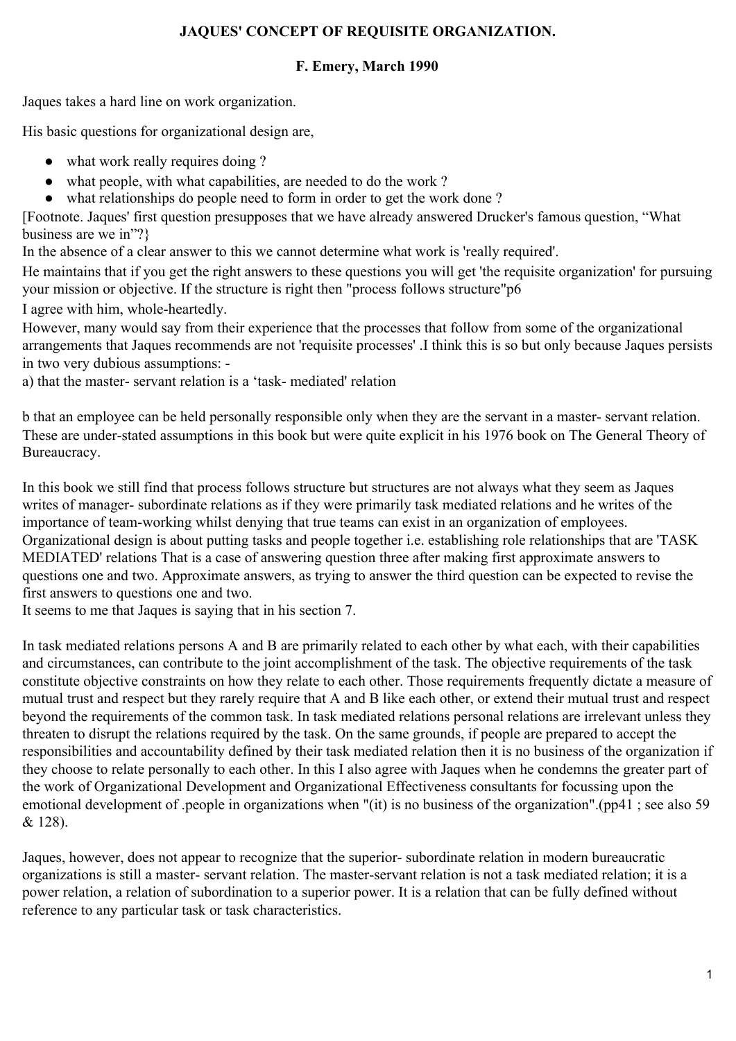# JAQUES' CONCEPT OF REQUISITE ORGANIZATION.

**F. Emery, March 1990**

Jaques takes a hard line on work organization.

His basic questions for organizational design are,

- what work really requires doing ?
- what people, with what capabilities, are needed to do the work ?
- what relationships do people need to form in order to get the work done ?

[Footnote. Jaques' first question presupposes that we have already answered Drucker's famous question, "What business are we in"?}

In the absence of a clear answer to this we cannot determine what work is 'really required'.

He maintains that if you get the right answers to these questions you will get 'the requisite organization' for pursuing your mission or objective. If the structure is right then "process follows structure"p6

I agree with him, whole-heartedly.

However, many would say from their experience that the processes that follow from some of the organizational arrangements that Jaques recommends are not 'requisite processes' .I think this is so but only because Jaques persists in two very dubious assumptions: -

a) that the master- servant relation is a 'task- mediated' relation

b that an employee can be held personally responsible only when they are the servant in a master- servant relation. These are under-stated assumptions in this book but were quite explicit in his 1976 book on The General Theory of Bureaucracy.

In this book we still find that process follows structure but structures are not always what they seem as Jaques writes of manager- subordinate relations as if they were primarily task mediated relations and he writes of the importance of team-working whilst denying that true teams can exist in an organization of employees. Organizational design is about putting tasks and people together i.e. establishing role relationships that are 'TASK MEDIATED' relations That is a case of answering question three after making first approximate answers to questions one and two. Approximate answers, as trying to answer the third question can be expected to revise the first answers to questions one and two.

It seems to me that Jaques is saying that in his section 7.

In task mediated relations persons A and B are primarily related to each other by what each, with their capabilities and circumstances, can contribute to the joint accomplishment of the task. The objective requirements of the task constitute objective constraints on how they relate to each other. Those requirements frequently dictate a measure of mutual trust and respect but they rarely require that A and B like each other, or extend their mutual trust and respect beyond the requirements of the common task. In task mediated relations personal relations are irrelevant unless they threaten to disrupt the relations required by the task. On the same grounds, if people are prepared to accept the responsibilities and accountability defined by their task mediated relation then it is no business of the organization if they choose to relate personally to each other. In this I also agree with Jaques when he condemns the greater part of the work of Organizational Development and Organizational Effectiveness consultants for focussing upon the emotional development of .people in organizations when "(it) is no business of the organization".(pp41 ; see also 59 & 128).

Jaques, however, does not appear to recognize that the superior- subordinate relation in modern bureaucratic organizations is still a master- servant relation. The master-servant relation is not a task mediated relation; it is a power relation, a relation of subordination to a superior power. It is a relation that can be fully defined without reference to any particular task or task characteristics.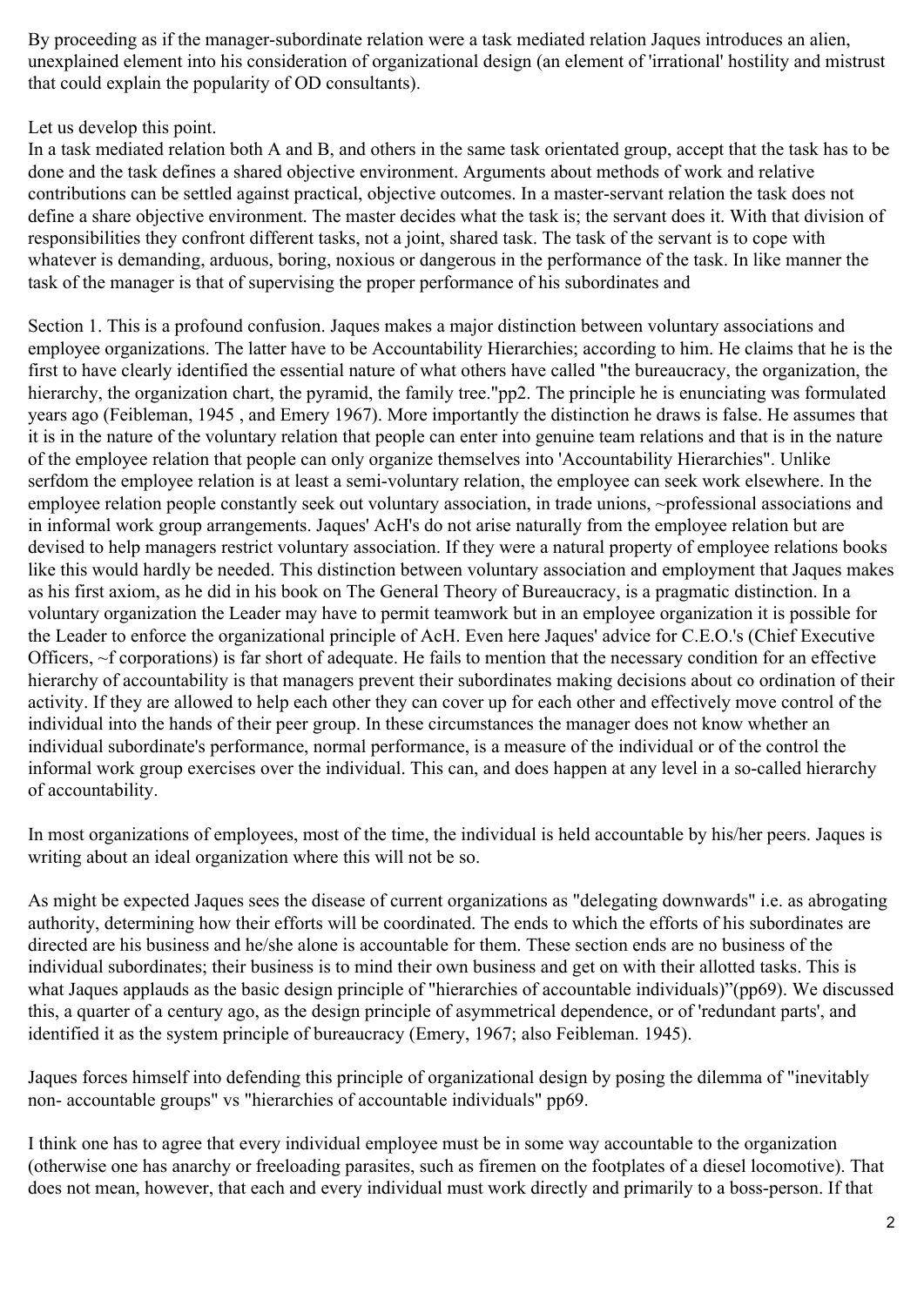By proceeding as if the manager-subordinate relation were a task mediated relation Jaques introduces an alien, unexplained element into his consideration of organizational design (an element of 'irrational' hostility and mistrust that could explain the popularity of OD consultants).

Let us develop this point.

In a task mediated relation both A and B, and others in the same task orientated group, accept that the task has to be done and the task defines a shared objective environment. Arguments about methods of work and relative contributions can be settled against practical, objective outcomes. In a master-servant relation the task does not define a share objective environment. The master decides what the task is; the servant does it. With that division of responsibilities they confront different tasks, not a joint, shared task. The task of the servant is to cope with whatever is demanding, arduous, boring, noxious or dangerous in the performance of the task. In like manner the task of the manager is that of supervising the proper performance of his subordinates and

Section 1. This is a profound confusion. Jaques makes a major distinction between voluntary associations and employee organizations. The latter have to be Accountability Hierarchies; according to him. He claims that he is the first to have clearly identified the essential nature of what others have called "the bureaucracy, the organization, the hierarchy, the organization chart, the pyramid, the family tree."pp2. The principle he is enunciating was formulated years ago (Feibleman, 1945 , and Emery 1967). More importantly the distinction he draws is false. He assumes that it is in the nature of the voluntary relation that people can enter into genuine team relations and that is in the nature of the employee relation that people can only organize themselves into 'Accountability Hierarchies". Unlike serfdom the employee relation is at least a semi-voluntary relation, the employee can seek work elsewhere. In the employee relation people constantly seek out voluntary association, in trade unions, ~professional associations and in informal work group arrangements. Jaques' AcH's do not arise naturally from the employee relation but are devised to help managers restrict voluntary association. If they were a natural property of employee relations books like this would hardly be needed. This distinction between voluntary association and employment that Jaques makes as his first axiom, as he did in his book on The General Theory of Bureaucracy, is a pragmatic distinction. In a voluntary organization the Leader may have to permit teamwork but in an employee organization it is possible for the Leader to enforce the organizational principle of AcH. Even here Jaques' advice for C.E.O.'s (Chief Executive Officers, ~f corporations) is far short of adequate. He fails to mention that the necessary condition for an effective hierarchy of accountability is that managers prevent their subordinates making decisions about co ordination of their activity. If they are allowed to help each other they can cover up for each other and effectively move control of the individual into the hands of their peer group. In these circumstances the manager does not know whether an individual subordinate's performance, normal performance, is a measure of the individual or of the control the informal work group exercises over the individual. This can, and does happen at any level in a so-called hierarchy of accountability.

In most organizations of employees, most of the time, the individual is held accountable by his/her peers. Jaques is writing about an ideal organization where this will not be so.

As might be expected Jaques sees the disease of current organizations as "delegating downwards" i.e. as abrogating authority, determining how their efforts will be coordinated. The ends to which the efforts of his subordinates are directed are his business and he/she alone is accountable for them. These section ends are no business of the individual subordinates; their business is to mind their own business and get on with their allotted tasks. This is what Jaques applauds as the basic design principle of "hierarchies of accountable individuals)"(pp69). We discussed this, a quarter of a century ago, as the design principle of asymmetrical dependence, or of 'redundant parts', and identified it as the system principle of bureaucracy (Emery, 1967; also Feibleman. 1945).

Jaques forces himself into defending this principle of organizational design by posing the dilemma of "inevitably non- accountable groups" vs "hierarchies of accountable individuals" pp69.

I think one has to agree that every individual employee must be in some way accountable to the organization (otherwise one has anarchy or freeloading parasites, such as firemen on the footplates of a diesel locomotive). That does not mean, however, that each and every individual must work directly and primarily to a boss-person. If that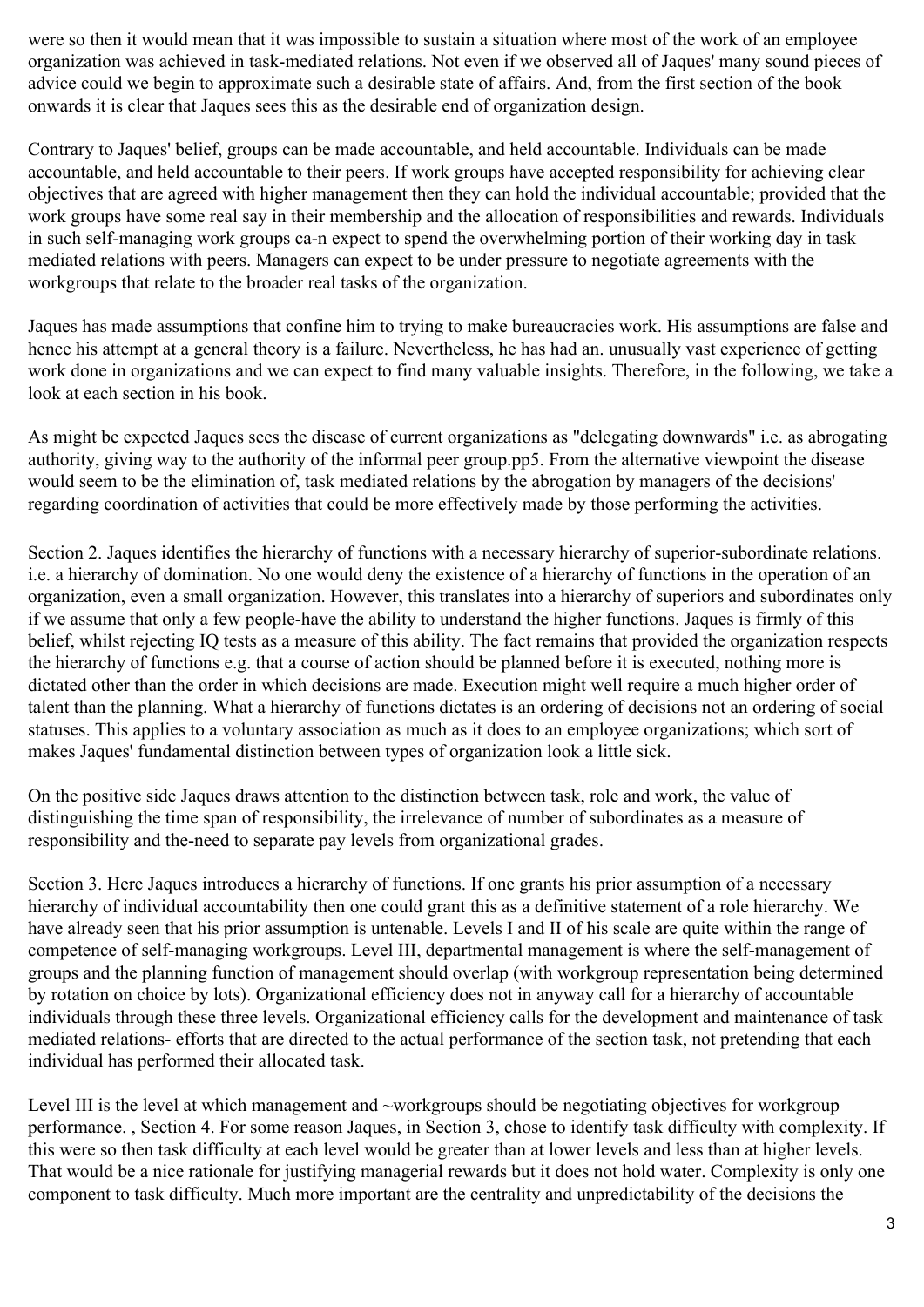were so then it would mean that it was impossible to sustain a situation where most of the work of an employee organization was achieved in task-mediated relations. Not even if we observed all of Jaques' many sound pieces of advice could we begin to approximate such a desirable state of affairs. And, from the first section of the book onwards it is clear that Jaques sees this as the desirable end of organization design.

Contrary to Jaques' belief, groups can be made accountable, and held accountable. Individuals can be made accountable, and held accountable to their peers. If work groups have accepted responsibility for achieving clear objectives that are agreed with higher management then they can hold the individual accountable; provided that the work groups have some real say in their membership and the allocation of responsibilities and rewards. Individuals in such self-managing work groups ca-n expect to spend the overwhelming portion of their working day in task mediated relations with peers. Managers can expect to be under pressure to negotiate agreements with the workgroups that relate to the broader real tasks of the organization.

Jaques has made assumptions that confine him to trying to make bureaucracies work. His assumptions are false and hence his attempt at a general theory is a failure. Nevertheless, he has had an. unusually vast experience of getting work done in organizations and we can expect to find many valuable insights. Therefore, in the following, we take a look at each section in his book.

As might be expected Jaques sees the disease of current organizations as "delegating downwards" i.e. as abrogating authority, giving way to the authority of the informal peer group.pp5. From the alternative viewpoint the disease would seem to be the elimination of, task mediated relations by the abrogation by managers of the decisions' regarding coordination of activities that could be more effectively made by those performing the activities.

Section 2. Jaques identifies the hierarchy of functions with a necessary hierarchy of superior-subordinate relations. i.e. a hierarchy of domination. No one would deny the existence of a hierarchy of functions in the operation of an organization, even a small organization. However, this translates into a hierarchy of superiors and subordinates only if we assume that only a few people-have the ability to understand the higher functions. Jaques is firmly of this belief, whilst rejecting IQ tests as a measure of this ability. The fact remains that provided the organization respects the hierarchy of functions e.g. that a course of action should be planned before it is executed, nothing more is dictated other than the order in which decisions are made. Execution might well require a much higher order of talent than the planning. What a hierarchy of functions dictates is an ordering of decisions not an ordering of social statuses. This applies to a voluntary association as much as it does to an employee organizations; which sort of makes Jaques' fundamental distinction between types of organization look a little sick.

On the positive side Jaques draws attention to the distinction between task, role and work, the value of distinguishing the time span of responsibility, the irrelevance of number of subordinates as a measure of responsibility and the-need to separate pay levels from organizational grades.

Section 3. Here Jaques introduces a hierarchy of functions. If one grants his prior assumption of a necessary hierarchy of individual accountability then one could grant this as a definitive statement of a role hierarchy. We have already seen that his prior assumption is untenable. Levels I and II of his scale are quite within the range of competence of self-managing workgroups. Level III, departmental management is where the self-management of groups and the planning function of management should overlap (with workgroup representation being determined by rotation on choice by lots). Organizational efficiency does not in anyway call for a hierarchy of accountable individuals through these three levels. Organizational efficiency calls for the development and maintenance of task mediated relations- efforts that are directed to the actual performance of the section task, not pretending that each individual has performed their allocated task.

Level III is the level at which management and ~workgroups should be negotiating objectives for workgroup performance. , Section 4. For some reason Jaques, in Section 3, chose to identify task difficulty with complexity. If this were so then task difficulty at each level would be greater than at lower levels and less than at higher levels. That would be a nice rationale for justifying managerial rewards but it does not hold water. Complexity is only one component to task difficulty. Much more important are the centrality and unpredictability of the decisions the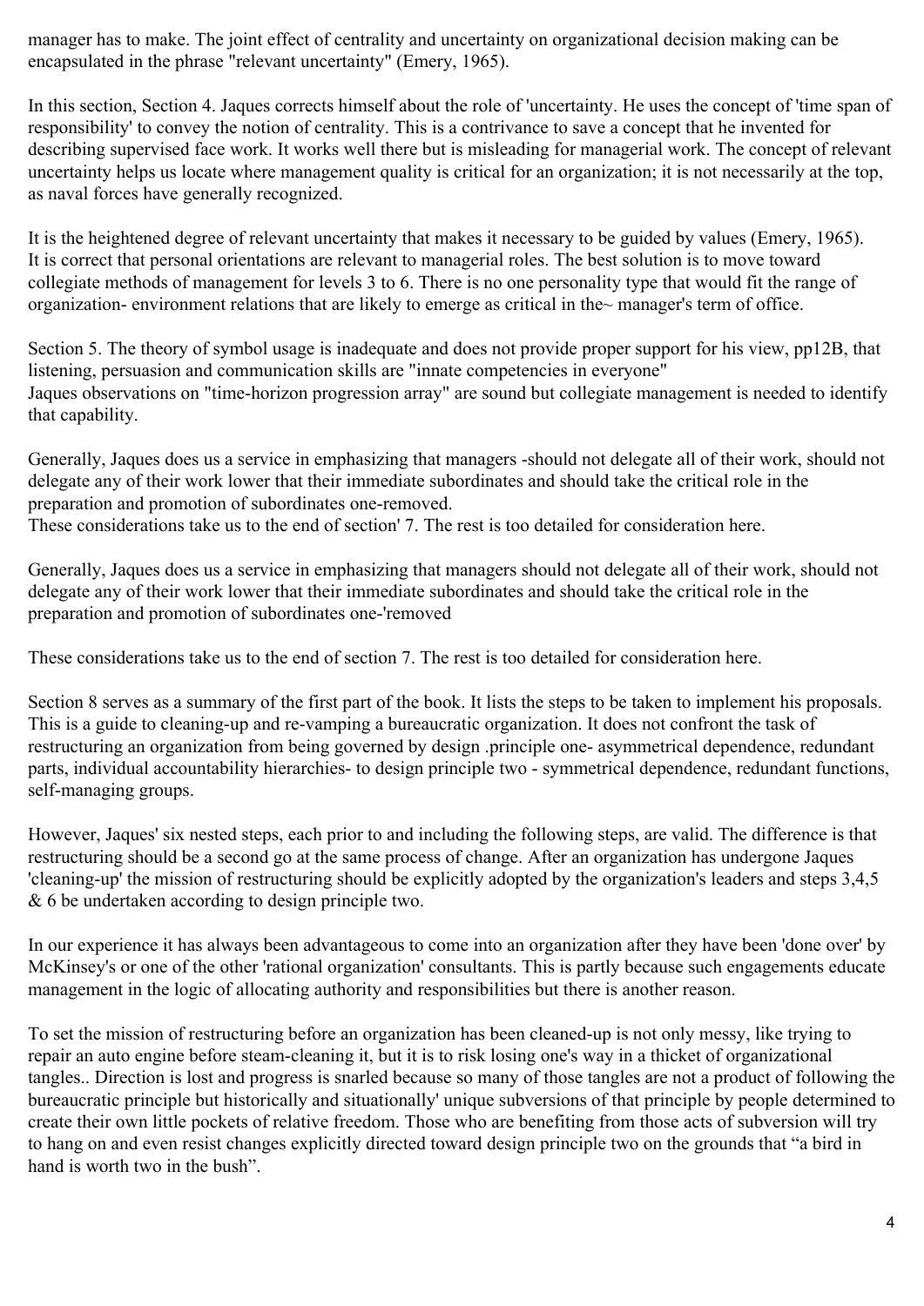manager has to make. The joint effect of centrality and uncertainty on organizational decision making can be encapsulated in the phrase "relevant uncertainty" (Emery, 1965).

In this section, Section 4. Jaques corrects himself about the role of 'uncertainty. He uses the concept of 'time span of responsibility' to convey the notion of centrality. This is a contrivance to save a concept that he invented for describing supervised face work. It works well there but is misleading for managerial work. The concept of relevant uncertainty helps us locate where management quality is critical for an organization; it is not necessarily at the top, as naval forces have generally recognized.

It is the heightened degree of relevant uncertainty that makes it necessary to be guided by values (Emery, 1965). It is correct that personal orientations are relevant to managerial roles. The best solution is to move toward collegiate methods of management for levels 3 to 6. There is no one personality type that would fit the range of organization- environment relations that are likely to emerge as critical in the~ manager's term of office.

Section 5. The theory of symbol usage is inadequate and does not provide proper support for his view, pp12B, that listening, persuasion and communication skills are "innate competencies in everyone"
Jaques observations on "time-horizon progression array" are sound but collegiate management is needed to identify that capability.

Generally, Jaques does us a service in emphasizing that managers -should not delegate all of their work, should not delegate any of their work lower that their immediate subordinates and should take the critical role in the preparation and promotion of subordinates one-removed.
These considerations take us to the end of section' 7. The rest is too detailed for consideration here.

Generally, Jaques does us a service in emphasizing that managers should not delegate all of their work, should not delegate any of their work lower that their immediate subordinates and should take the critical role in the preparation and promotion of subordinates one-'removed

These considerations take us to the end of section 7. The rest is too detailed for consideration here.

Section 8 serves as a summary of the first part of the book. It lists the steps to be taken to implement his proposals. This is a guide to cleaning-up and re-vamping a bureaucratic organization. It does not confront the task of restructuring an organization from being governed by design .principle one- asymmetrical dependence, redundant parts, individual accountability hierarchies- to design principle two - symmetrical dependence, redundant functions, self-managing groups.

However, Jaques' six nested steps, each prior to and including the following steps, are valid. The difference is that restructuring should be a second go at the same process of change. After an organization has undergone Jaques 'cleaning-up' the mission of restructuring should be explicitly adopted by the organization's leaders and steps 3,4,5 & 6 be undertaken according to design principle two.

In our experience it has always been advantageous to come into an organization after they have been 'done over' by McKinsey's or one of the other 'rational organization' consultants. This is partly because such engagements educate management in the logic of allocating authority and responsibilities but there is another reason.

To set the mission of restructuring before an organization has been cleaned-up is not only messy, like trying to repair an auto engine before steam-cleaning it, but it is to risk losing one's way in a thicket of organizational tangles.. Direction is lost and progress is snarled because so many of those tangles are not a product of following the bureaucratic principle but historically and situationally' unique subversions of that principle by people determined to create their own little pockets of relative freedom. Those who are benefiting from those acts of subversion will try to hang on and even resist changes explicitly directed toward design principle two on the grounds that "a bird in hand is worth two in the bush".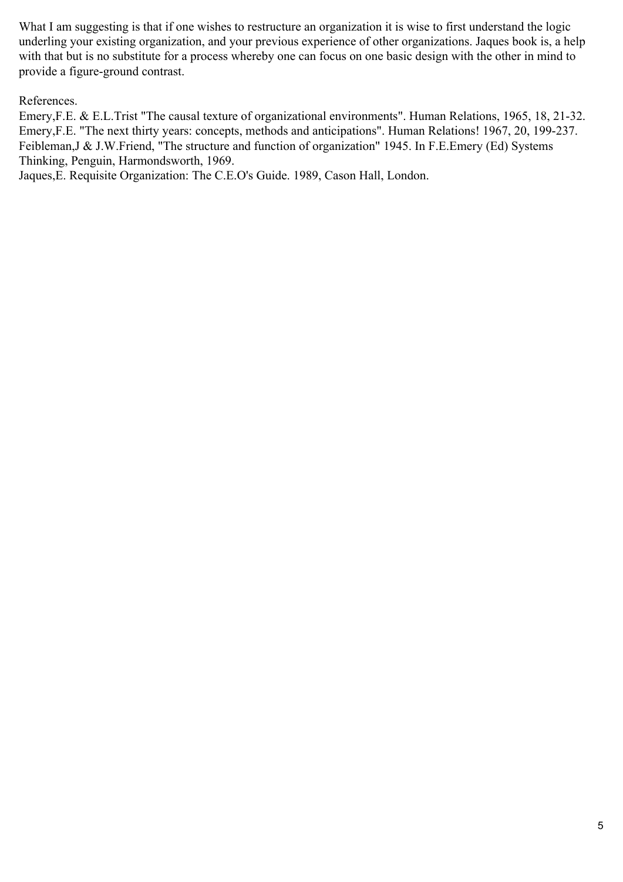What I am suggesting is that if one wishes to restructure an organization it is wise to first understand the logic underling your existing organization, and your previous experience of other organizations. Jaques book is, a help with that but is no substitute for a process whereby one can focus on one basic design with the other in mind to provide a figure-ground contrast.

References.

Emery,F.E. & E.L.Trist "The causal texture of organizational environments". Human Relations, 1965, 18, 21-32.
Emery,F.E. "The next thirty years: concepts, methods and anticipations". Human Relations! 1967, 20, 199-237.
Feibleman,J & J.W.Friend, "The structure and function of organization" 1945. In F.E.Emery (Ed) Systems Thinking, Penguin, Harmondsworth, 1969.
Jaques,E. Requisite Organization: The C.E.O's Guide. 1989, Cason Hall, London.